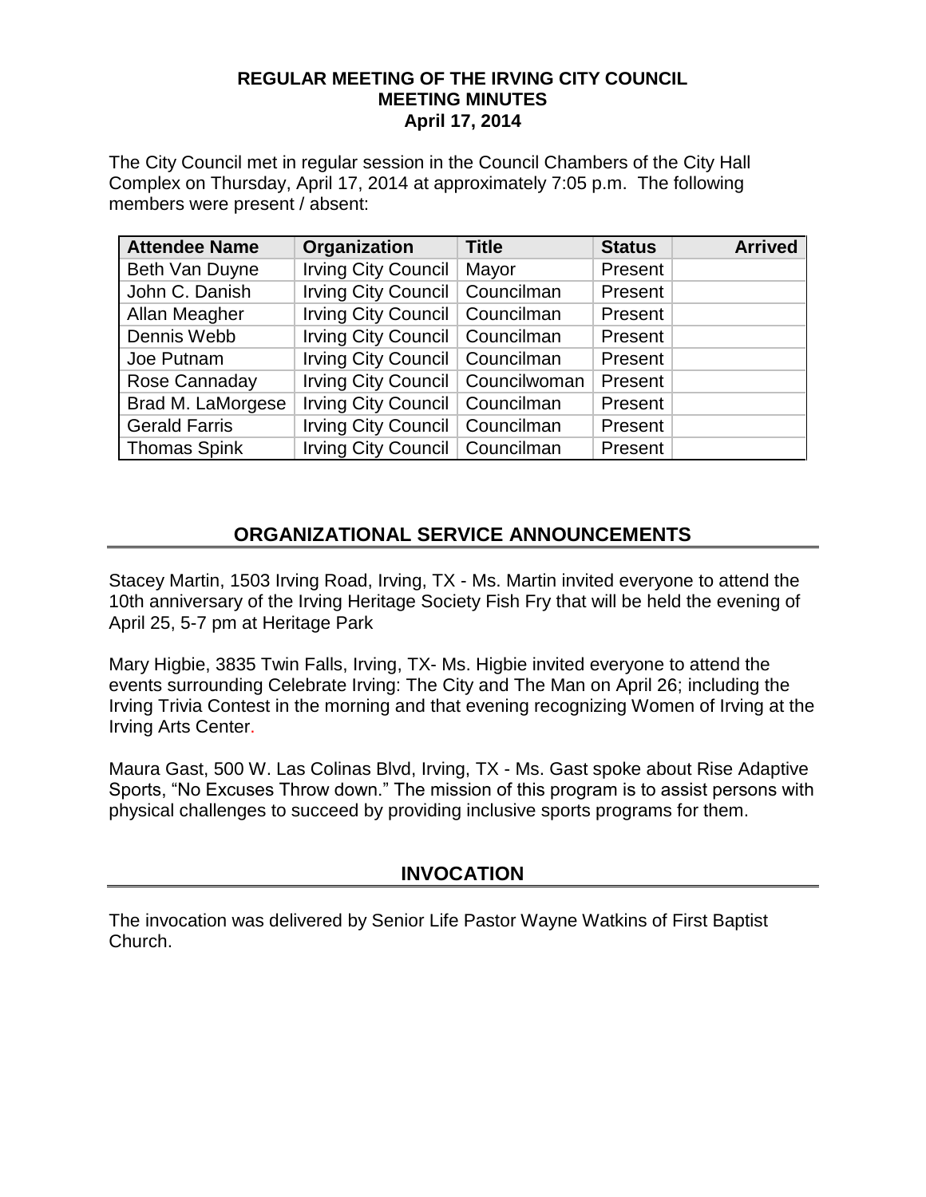**REGULAR MEETING OF THE IRVING CITY COUNCIL**
**MEETING MINUTES**
**April 17, 2014**

The City Council met in regular session in the Council Chambers of the City Hall Complex on Thursday, April 17, 2014 at approximately 7:05 p.m. The following members were present / absent:

| Attendee Name | Organization | Title | Status | Arrived |
|---|---|---|---|---|
| Beth Van Duyne | Irving City Council | Mayor | Present | |
| John C. Danish | Irving City Council | Councilman | Present | |
| Allan Meagher | Irving City Council | Councilman | Present | |
| Dennis Webb | Irving City Council | Councilman | Present | |
| Joe Putnam | Irving City Council | Councilman | Present | |
| Rose Cannaday | Irving City Council | Councilwoman | Present | |
| Brad M. LaMorgese | Irving City Council | Councilman | Present | |
| Gerald Farris | Irving City Council | Councilman | Present | |
| Thomas Spink | Irving City Council | Councilman | Present | |

## ORGANIZATIONAL SERVICE ANNOUNCEMENTS

Stacey Martin, 1503 Irving Road, Irving, TX - Ms. Martin invited everyone to attend the 10th anniversary of the Irving Heritage Society Fish Fry that will be held the evening of April 25, 5-7 pm at Heritage Park

Mary Higbie, 3835 Twin Falls, Irving, TX- Ms. Higbie invited everyone to attend the events surrounding Celebrate Irving: The City and The Man on April 26; including the Irving Trivia Contest in the morning and that evening recognizing Women of Irving at the Irving Arts Center.

Maura Gast, 500 W. Las Colinas Blvd, Irving, TX - Ms. Gast spoke about Rise Adaptive Sports, "No Excuses Throw down." The mission of this program is to assist persons with physical challenges to succeed by providing inclusive sports programs for them.

## INVOCATION

The invocation was delivered by Senior Life Pastor Wayne Watkins of First Baptist Church.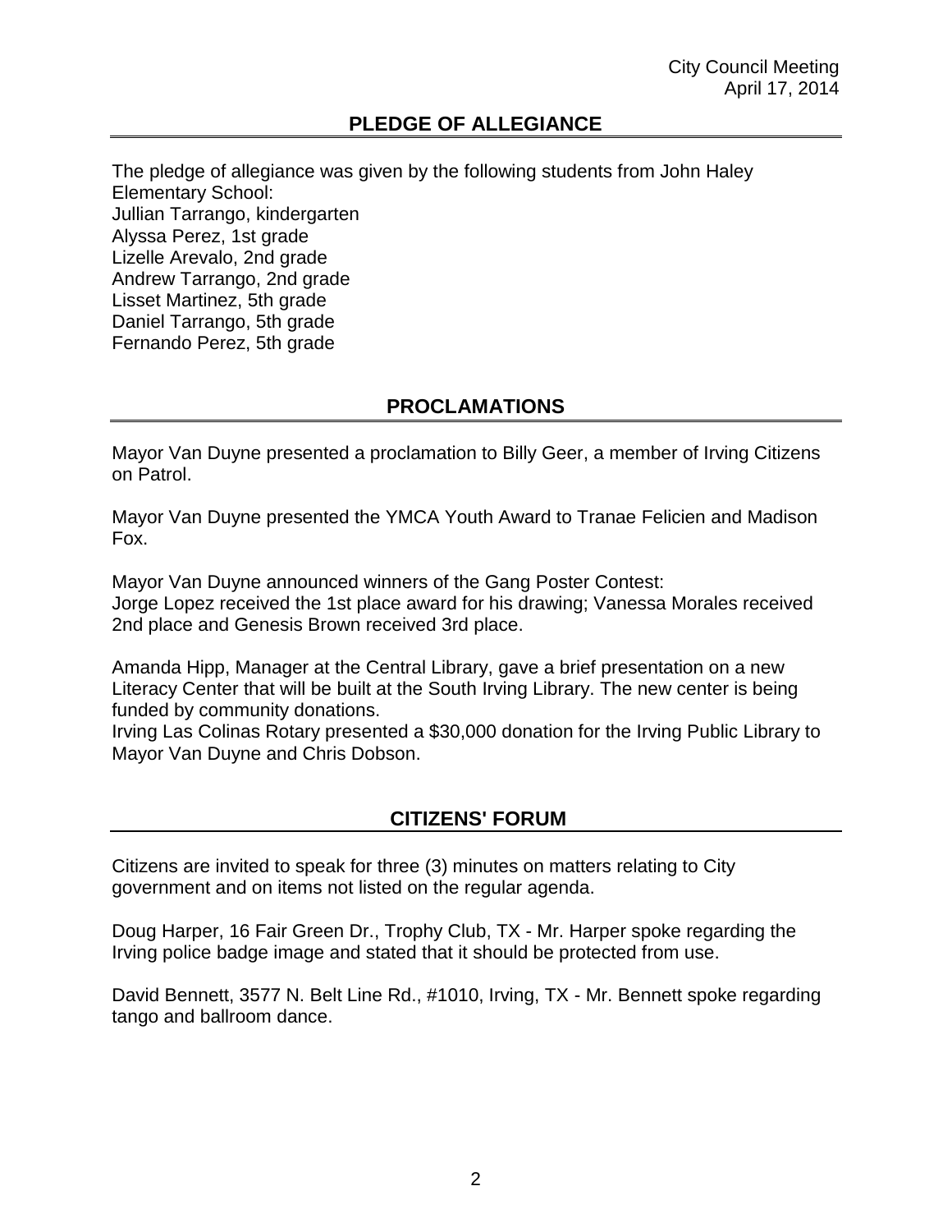## PLEDGE OF ALLEGIANCE

The pledge of allegiance was given by the following students from John Haley Elementary School:
Jullian Tarrango, kindergarten
Alyssa Perez, 1st grade
Lizelle Arevalo, 2nd grade
Andrew Tarrango, 2nd grade
Lisset Martinez, 5th grade
Daniel Tarrango, 5th grade
Fernando Perez, 5th grade

## PROCLAMATIONS

Mayor Van Duyne presented a proclamation to Billy Geer, a member of Irving Citizens on Patrol.

Mayor Van Duyne presented the YMCA Youth Award to Tranae Felicien and Madison Fox.

Mayor Van Duyne announced winners of the Gang Poster Contest:
Jorge Lopez received the 1st place award for his drawing; Vanessa Morales received 2nd place and Genesis Brown received 3rd place.

Amanda Hipp, Manager at the Central Library, gave a brief presentation on a new Literacy Center that will be built at the South Irving Library. The new center is being funded by community donations.
Irving Las Colinas Rotary presented a $30,000 donation for the Irving Public Library to Mayor Van Duyne and Chris Dobson.

## CITIZENS' FORUM

Citizens are invited to speak for three (3) minutes on matters relating to City government and on items not listed on the regular agenda.

Doug Harper, 16 Fair Green Dr., Trophy Club, TX - Mr. Harper spoke regarding the Irving police badge image and stated that it should be protected from use.

David Bennett, 3577 N. Belt Line Rd., #1010, Irving, TX - Mr. Bennett spoke regarding tango and ballroom dance.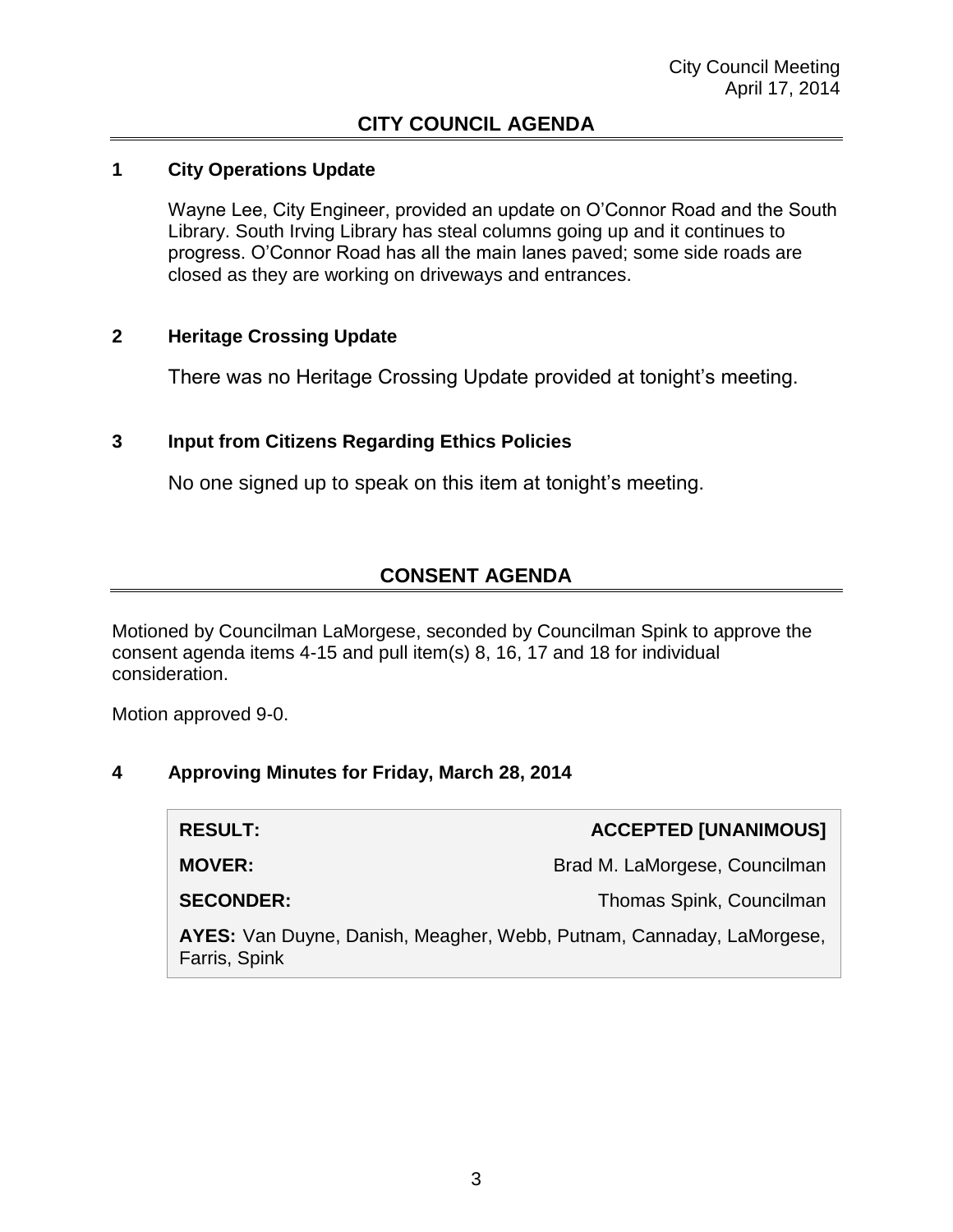## CITY COUNCIL AGENDA

### 1 City Operations Update

Wayne Lee, City Engineer, provided an update on O'Connor Road and the South Library. South Irving Library has steal columns going up and it continues to progress. O'Connor Road has all the main lanes paved; some side roads are closed as they are working on driveways and entrances.

### 2 Heritage Crossing Update

There was no Heritage Crossing Update provided at tonight's meeting.

### 3 Input from Citizens Regarding Ethics Policies

No one signed up to speak on this item at tonight's meeting.

## CONSENT AGENDA

Motioned by Councilman LaMorgese, seconded by Councilman Spink to approve the consent agenda items 4-15 and pull item(s) 8, 16, 17 and 18 for individual consideration.

Motion approved 9-0.

### 4 Approving Minutes for Friday, March 28, 2014

| | |
|---|---|
| **RESULT:** | **ACCEPTED [UNANIMOUS]** |
| **MOVER:** | Brad M. LaMorgese, Councilman |
| **SECONDER:** | Thomas Spink, Councilman |
| **AYES:** Van Duyne, Danish, Meagher, Webb, Putnam, Cannaday, LaMorgese, Farris, Spink | |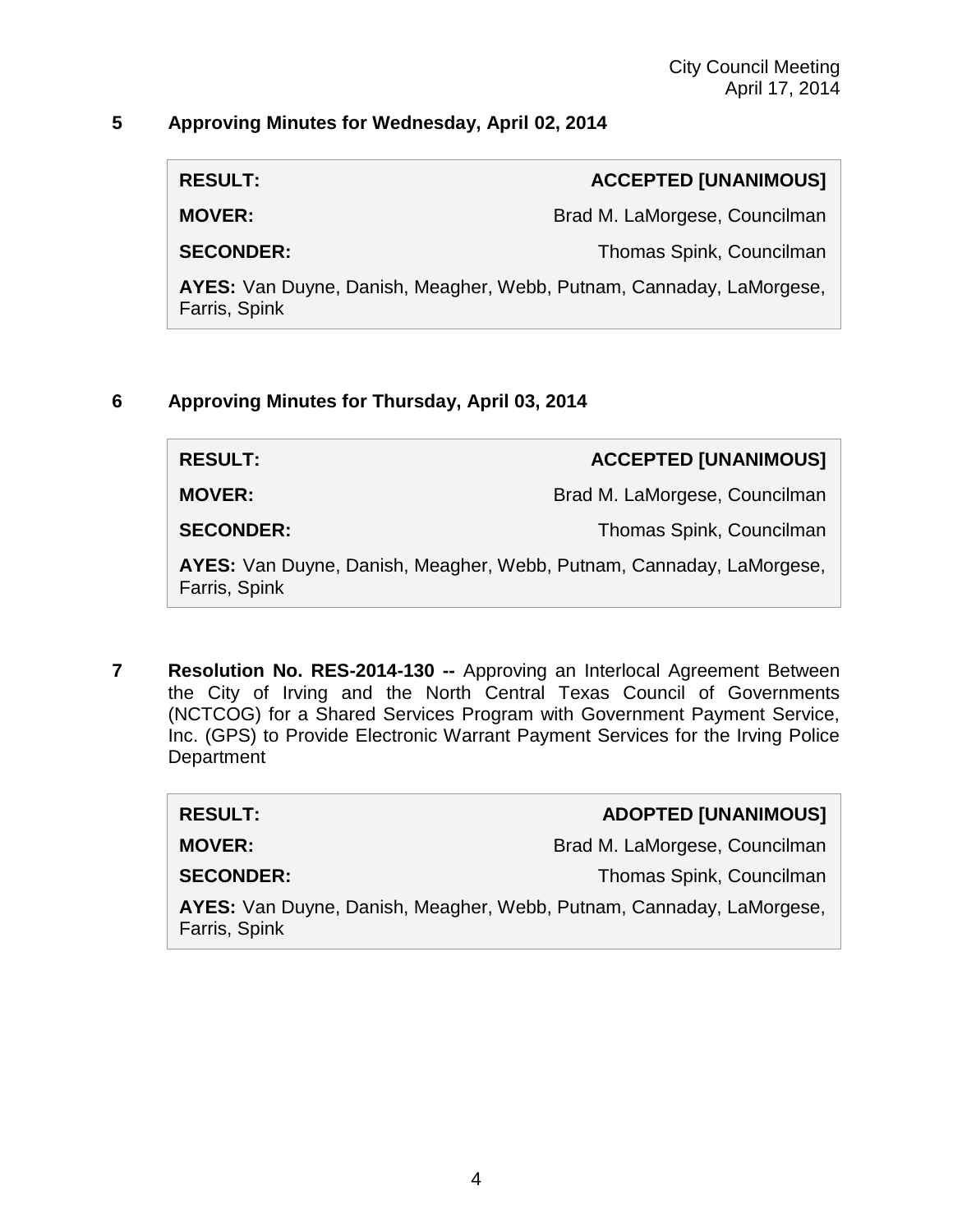**5 Approving Minutes for Wednesday, April 02, 2014**

| | |
|---|---|
| **RESULT:** | **ACCEPTED [UNANIMOUS]** |
| **MOVER:** | Brad M. LaMorgese, Councilman |
| **SECONDER:** | Thomas Spink, Councilman |
| **AYES:** Van Duyne, Danish, Meagher, Webb, Putnam, Cannaday, LaMorgese, Farris, Spink | |

**6 Approving Minutes for Thursday, April 03, 2014**

| | |
|---|---|
| **RESULT:** | **ACCEPTED [UNANIMOUS]** |
| **MOVER:** | Brad M. LaMorgese, Councilman |
| **SECONDER:** | Thomas Spink, Councilman |
| **AYES:** Van Duyne, Danish, Meagher, Webb, Putnam, Cannaday, LaMorgese, Farris, Spink | |

**7 Resolution No. RES-2014-130 --** Approving an Interlocal Agreement Between the City of Irving and the North Central Texas Council of Governments (NCTCOG) for a Shared Services Program with Government Payment Service, Inc. (GPS) to Provide Electronic Warrant Payment Services for the Irving Police Department

| | |
|---|---|
| **RESULT:** | **ADOPTED [UNANIMOUS]** |
| **MOVER:** | Brad M. LaMorgese, Councilman |
| **SECONDER:** | Thomas Spink, Councilman |
| **AYES:** Van Duyne, Danish, Meagher, Webb, Putnam, Cannaday, LaMorgese, Farris, Spink | |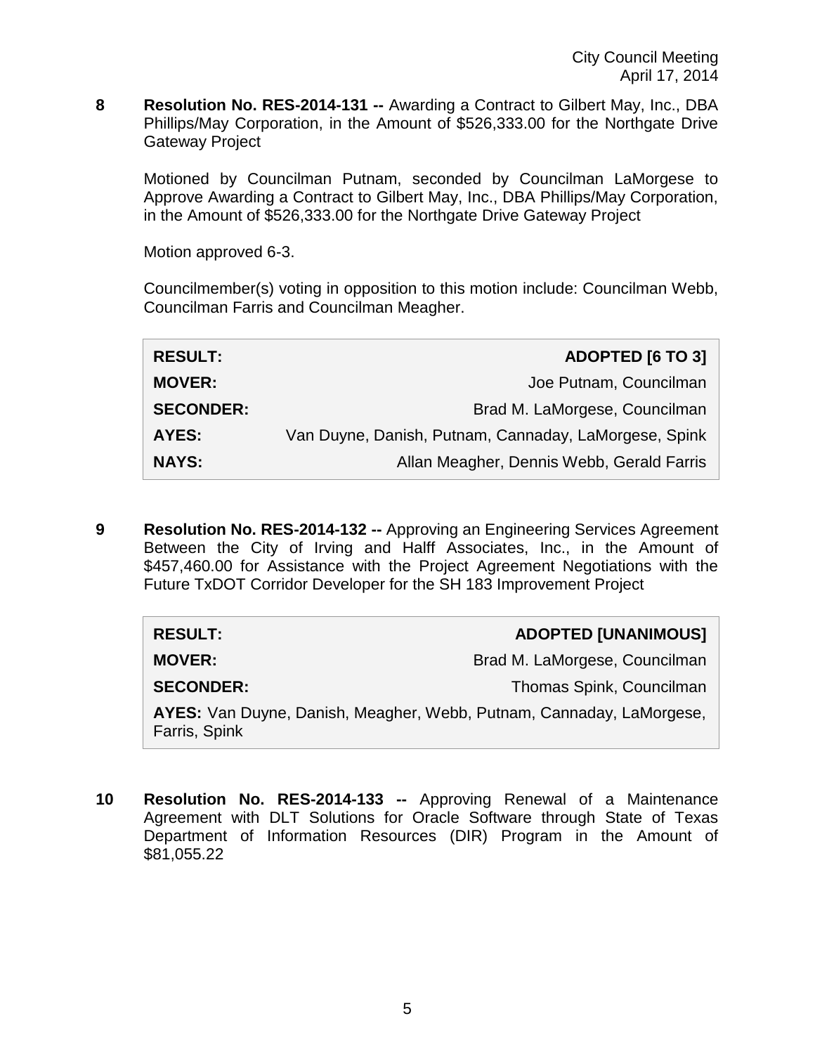**8 Resolution No. RES-2014-131 --** Awarding a Contract to Gilbert May, Inc., DBA Phillips/May Corporation, in the Amount of $526,333.00 for the Northgate Drive Gateway Project

Motioned by Councilman Putnam, seconded by Councilman LaMorgese to Approve Awarding a Contract to Gilbert May, Inc., DBA Phillips/May Corporation, in the Amount of $526,333.00 for the Northgate Drive Gateway Project

Motion approved 6-3.

Councilmember(s) voting in opposition to this motion include: Councilman Webb, Councilman Farris and Councilman Meagher.

| | |
|---|---|
| **RESULT:** | **ADOPTED [6 TO 3]** |
| **MOVER:** | Joe Putnam, Councilman |
| **SECONDER:** | Brad M. LaMorgese, Councilman |
| **AYES:** | Van Duyne, Danish, Putnam, Cannaday, LaMorgese, Spink |
| **NAYS:** | Allan Meagher, Dennis Webb, Gerald Farris |

**9 Resolution No. RES-2014-132 --** Approving an Engineering Services Agreement Between the City of Irving and Halff Associates, Inc., in the Amount of $457,460.00 for Assistance with the Project Agreement Negotiations with the Future TxDOT Corridor Developer for the SH 183 Improvement Project

| | |
|---|---|
| **RESULT:** | **ADOPTED [UNANIMOUS]** |
| **MOVER:** | Brad M. LaMorgese, Councilman |
| **SECONDER:** | Thomas Spink, Councilman |
| **AYES:** Van Duyne, Danish, Meagher, Webb, Putnam, Cannaday, LaMorgese, Farris, Spink | |

**10 Resolution No. RES-2014-133 --** Approving Renewal of a Maintenance Agreement with DLT Solutions for Oracle Software through State of Texas Department of Information Resources (DIR) Program in the Amount of $81,055.22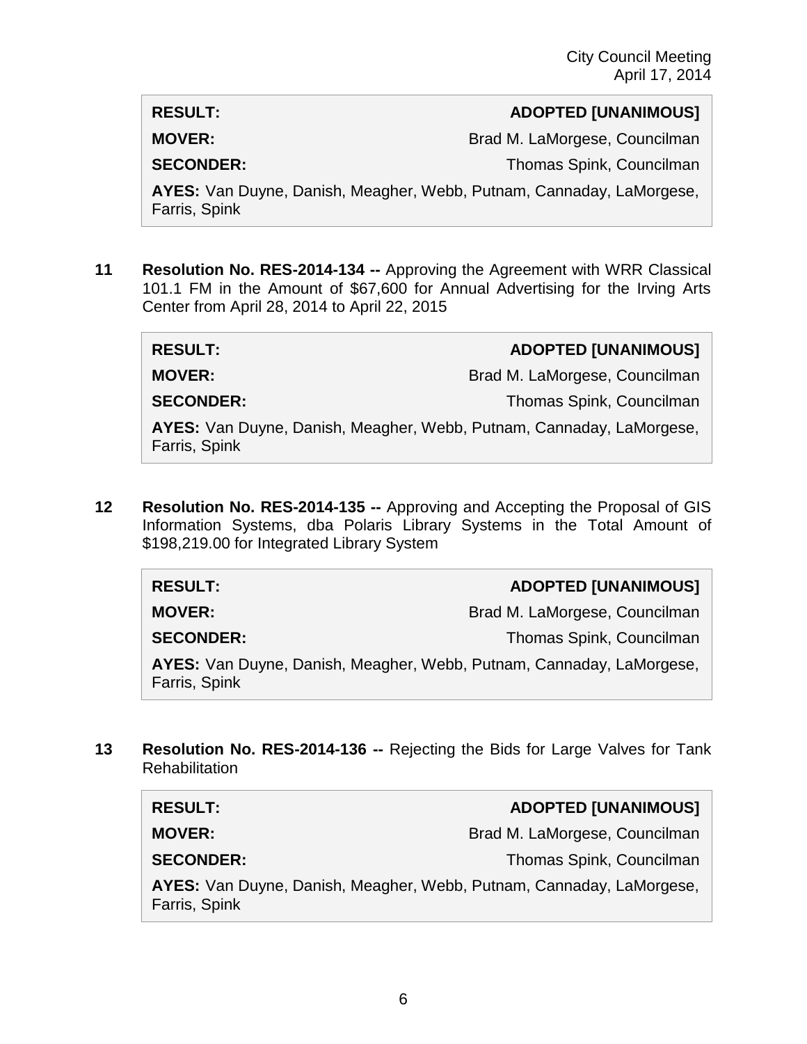| RESULT: | ADOPTED [UNANIMOUS] |
|---|---|
| MOVER: | Brad M. LaMorgese, Councilman |
| SECONDER: | Thomas Spink, Councilman |
| AYES: Van Duyne, Danish, Meagher, Webb, Putnam, Cannaday, LaMorgese, Farris, Spink | |

**11** **Resolution No. RES-2014-134 --** Approving the Agreement with WRR Classical 101.1 FM in the Amount of $67,600 for Annual Advertising for the Irving Arts Center from April 28, 2014 to April 22, 2015

| RESULT: | ADOPTED [UNANIMOUS] |
|---|---|
| MOVER: | Brad M. LaMorgese, Councilman |
| SECONDER: | Thomas Spink, Councilman |
| AYES: Van Duyne, Danish, Meagher, Webb, Putnam, Cannaday, LaMorgese, Farris, Spink | |

**12** **Resolution No. RES-2014-135 --** Approving and Accepting the Proposal of GIS Information Systems, dba Polaris Library Systems in the Total Amount of $198,219.00 for Integrated Library System

| RESULT: | ADOPTED [UNANIMOUS] |
|---|---|
| MOVER: | Brad M. LaMorgese, Councilman |
| SECONDER: | Thomas Spink, Councilman |
| AYES: Van Duyne, Danish, Meagher, Webb, Putnam, Cannaday, LaMorgese, Farris, Spink | |

**13** **Resolution No. RES-2014-136 --** Rejecting the Bids for Large Valves for Tank Rehabilitation

| RESULT: | ADOPTED [UNANIMOUS] |
|---|---|
| MOVER: | Brad M. LaMorgese, Councilman |
| SECONDER: | Thomas Spink, Councilman |
| AYES: Van Duyne, Danish, Meagher, Webb, Putnam, Cannaday, LaMorgese, Farris, Spink | |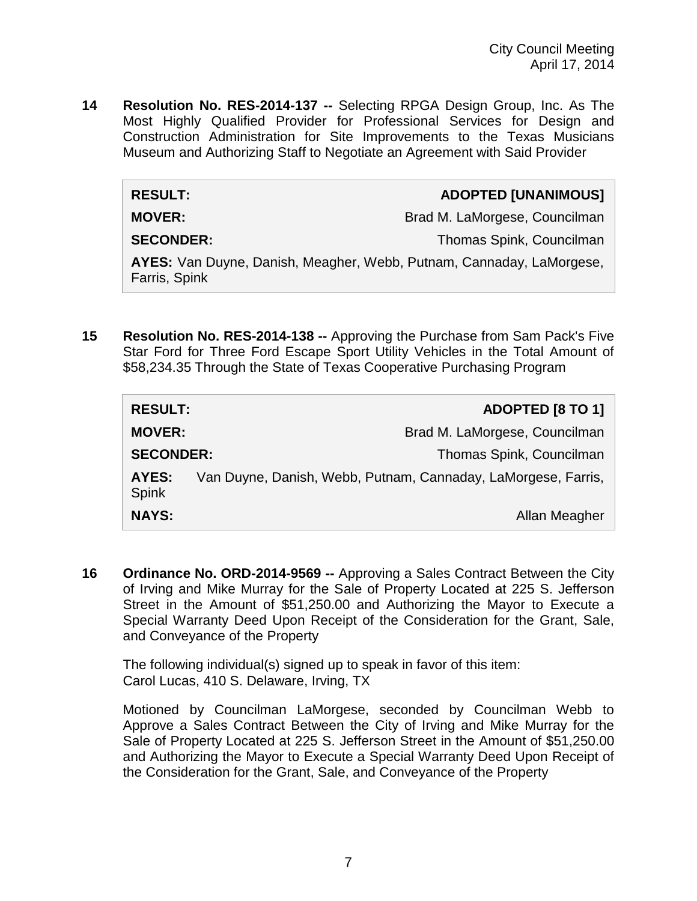**14 Resolution No. RES-2014-137 --** Selecting RPGA Design Group, Inc. As The Most Highly Qualified Provider for Professional Services for Design and Construction Administration for Site Improvements to the Texas Musicians Museum and Authorizing Staff to Negotiate an Agreement with Said Provider

| | |
|---|---|
| **RESULT:** | **ADOPTED [UNANIMOUS]** |
| **MOVER:** | Brad M. LaMorgese, Councilman |
| **SECONDER:** | Thomas Spink, Councilman |
| **AYES:** Van Duyne, Danish, Meagher, Webb, Putnam, Cannaday, LaMorgese, Farris, Spink | |

**15 Resolution No. RES-2014-138 --** Approving the Purchase from Sam Pack's Five Star Ford for Three Ford Escape Sport Utility Vehicles in the Total Amount of $58,234.35 Through the State of Texas Cooperative Purchasing Program

| | |
|---|---|
| **RESULT:** | **ADOPTED [8 TO 1]** |
| **MOVER:** | Brad M. LaMorgese, Councilman |
| **SECONDER:** | Thomas Spink, Councilman |
| **AYES:** | Van Duyne, Danish, Webb, Putnam, Cannaday, LaMorgese, Farris, Spink |
| **NAYS:** | Allan Meagher |

**16 Ordinance No. ORD-2014-9569 --** Approving a Sales Contract Between the City of Irving and Mike Murray for the Sale of Property Located at 225 S. Jefferson Street in the Amount of $51,250.00 and Authorizing the Mayor to Execute a Special Warranty Deed Upon Receipt of the Consideration for the Grant, Sale, and Conveyance of the Property

The following individual(s) signed up to speak in favor of this item:
Carol Lucas, 410 S. Delaware, Irving, TX

Motioned by Councilman LaMorgese, seconded by Councilman Webb to Approve a Sales Contract Between the City of Irving and Mike Murray for the Sale of Property Located at 225 S. Jefferson Street in the Amount of $51,250.00 and Authorizing the Mayor to Execute a Special Warranty Deed Upon Receipt of the Consideration for the Grant, Sale, and Conveyance of the Property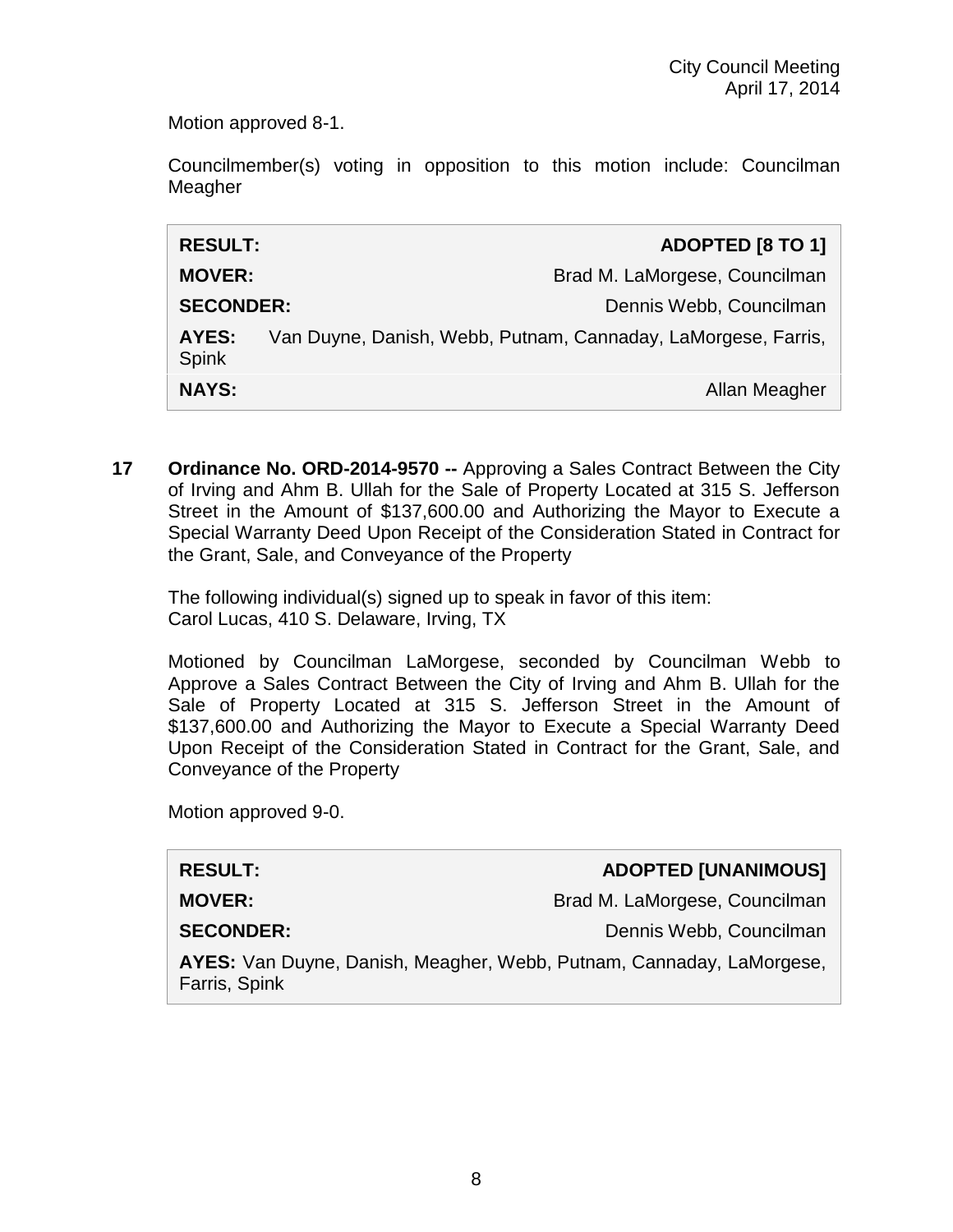Motion approved 8-1.

Councilmember(s) voting in opposition to this motion include: Councilman Meagher

| **RESULT:** | **ADOPTED [8 TO 1]** |
|---|---|
| **MOVER:** | Brad M. LaMorgese, Councilman |
| **SECONDER:** | Dennis Webb, Councilman |
| **AYES:** | Van Duyne, Danish, Webb, Putnam, Cannaday, LaMorgese, Farris, Spink |
| **NAYS:** | Allan Meagher |

**17 Ordinance No. ORD-2014-9570 --** Approving a Sales Contract Between the City of Irving and Ahm B. Ullah for the Sale of Property Located at 315 S. Jefferson Street in the Amount of $137,600.00 and Authorizing the Mayor to Execute a Special Warranty Deed Upon Receipt of the Consideration Stated in Contract for the Grant, Sale, and Conveyance of the Property

The following individual(s) signed up to speak in favor of this item:
Carol Lucas, 410 S. Delaware, Irving, TX

Motioned by Councilman LaMorgese, seconded by Councilman Webb to Approve a Sales Contract Between the City of Irving and Ahm B. Ullah for the Sale of Property Located at 315 S. Jefferson Street in the Amount of $137,600.00 and Authorizing the Mayor to Execute a Special Warranty Deed Upon Receipt of the Consideration Stated in Contract for the Grant, Sale, and Conveyance of the Property

Motion approved 9-0.

| **RESULT:** | **ADOPTED [UNANIMOUS]** |
|---|---|
| **MOVER:** | Brad M. LaMorgese, Councilman |
| **SECONDER:** | Dennis Webb, Councilman |
| **AYES:** | Van Duyne, Danish, Meagher, Webb, Putnam, Cannaday, LaMorgese, Farris, Spink |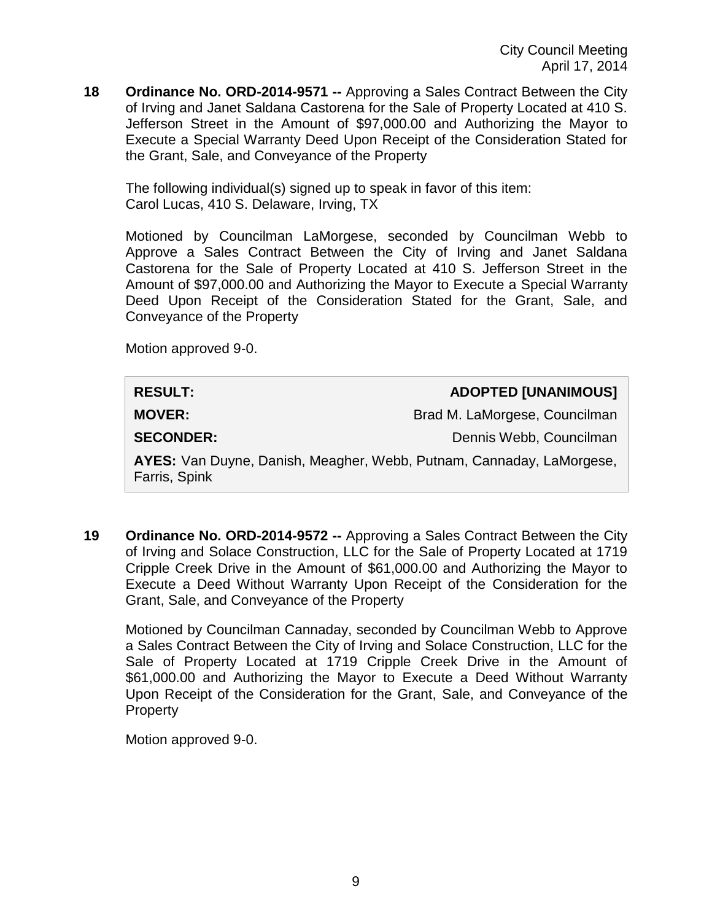**18 Ordinance No. ORD-2014-9571 --** Approving a Sales Contract Between the City of Irving and Janet Saldana Castorena for the Sale of Property Located at 410 S. Jefferson Street in the Amount of $97,000.00 and Authorizing the Mayor to Execute a Special Warranty Deed Upon Receipt of the Consideration Stated for the Grant, Sale, and Conveyance of the Property

The following individual(s) signed up to speak in favor of this item:
Carol Lucas, 410 S. Delaware, Irving, TX

Motioned by Councilman LaMorgese, seconded by Councilman Webb to Approve a Sales Contract Between the City of Irving and Janet Saldana Castorena for the Sale of Property Located at 410 S. Jefferson Street in the Amount of $97,000.00 and Authorizing the Mayor to Execute a Special Warranty Deed Upon Receipt of the Consideration Stated for the Grant, Sale, and Conveyance of the Property

Motion approved 9-0.

| | |
|---|---|
| **RESULT:** | **ADOPTED [UNANIMOUS]** |
| **MOVER:** | Brad M. LaMorgese, Councilman |
| **SECONDER:** | Dennis Webb, Councilman |
| **AYES:** Van Duyne, Danish, Meagher, Webb, Putnam, Cannaday, LaMorgese, Farris, Spink | |

**19 Ordinance No. ORD-2014-9572 --** Approving a Sales Contract Between the City of Irving and Solace Construction, LLC for the Sale of Property Located at 1719 Cripple Creek Drive in the Amount of $61,000.00 and Authorizing the Mayor to Execute a Deed Without Warranty Upon Receipt of the Consideration for the Grant, Sale, and Conveyance of the Property

Motioned by Councilman Cannaday, seconded by Councilman Webb to Approve a Sales Contract Between the City of Irving and Solace Construction, LLC for the Sale of Property Located at 1719 Cripple Creek Drive in the Amount of $61,000.00 and Authorizing the Mayor to Execute a Deed Without Warranty Upon Receipt of the Consideration for the Grant, Sale, and Conveyance of the Property

Motion approved 9-0.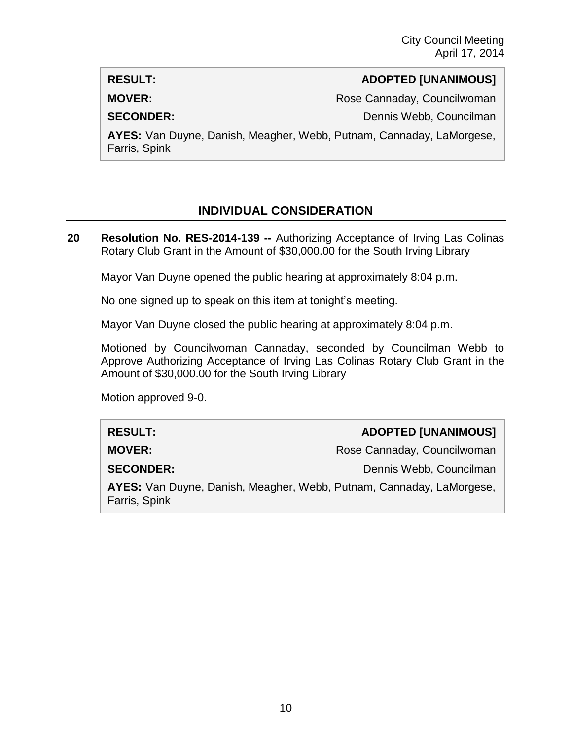| **RESULT:** | **ADOPTED [UNANIMOUS]** |
| --- | --- |
| **MOVER:** | Rose Cannaday, Councilwoman |
| **SECONDER:** | Dennis Webb, Councilman |
| **AYES:** Van Duyne, Danish, Meagher, Webb, Putnam, Cannaday, LaMorgese, Farris, Spink | |

## INDIVIDUAL CONSIDERATION

**20 Resolution No. RES-2014-139 --** Authorizing Acceptance of Irving Las Colinas Rotary Club Grant in the Amount of $30,000.00 for the South Irving Library

Mayor Van Duyne opened the public hearing at approximately 8:04 p.m.

No one signed up to speak on this item at tonight's meeting.

Mayor Van Duyne closed the public hearing at approximately 8:04 p.m.

Motioned by Councilwoman Cannaday, seconded by Councilman Webb to Approve Authorizing Acceptance of Irving Las Colinas Rotary Club Grant in the Amount of $30,000.00 for the South Irving Library

Motion approved 9-0.

| **RESULT:** | **ADOPTED [UNANIMOUS]** |
| --- | --- |
| **MOVER:** | Rose Cannaday, Councilwoman |
| **SECONDER:** | Dennis Webb, Councilman |
| **AYES:** Van Duyne, Danish, Meagher, Webb, Putnam, Cannaday, LaMorgese, Farris, Spink | |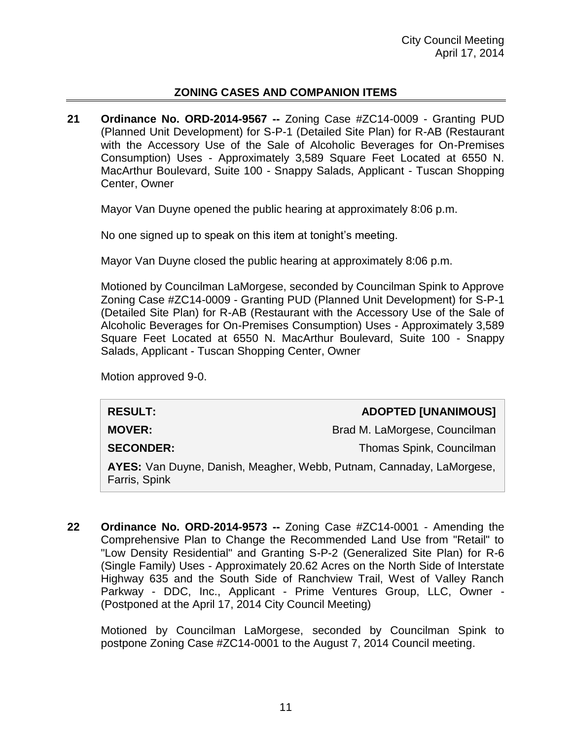## ZONING CASES AND COMPANION ITEMS

**21** **Ordinance No. ORD-2014-9567 --** Zoning Case #ZC14-0009 - Granting PUD (Planned Unit Development) for S-P-1 (Detailed Site Plan) for R-AB (Restaurant with the Accessory Use of the Sale of Alcoholic Beverages for On-Premises Consumption) Uses - Approximately 3,589 Square Feet Located at 6550 N. MacArthur Boulevard, Suite 100 - Snappy Salads, Applicant - Tuscan Shopping Center, Owner

Mayor Van Duyne opened the public hearing at approximately 8:06 p.m.

No one signed up to speak on this item at tonight's meeting.

Mayor Van Duyne closed the public hearing at approximately 8:06 p.m.

Motioned by Councilman LaMorgese, seconded by Councilman Spink to Approve Zoning Case #ZC14-0009 - Granting PUD (Planned Unit Development) for S-P-1 (Detailed Site Plan) for R-AB (Restaurant with the Accessory Use of the Sale of Alcoholic Beverages for On-Premises Consumption) Uses - Approximately 3,589 Square Feet Located at 6550 N. MacArthur Boulevard, Suite 100 - Snappy Salads, Applicant - Tuscan Shopping Center, Owner

Motion approved 9-0.

| | |
|---|---|
| **RESULT:** | **ADOPTED [UNANIMOUS]** |
| **MOVER:** | Brad M. LaMorgese, Councilman |
| **SECONDER:** | Thomas Spink, Councilman |
| **AYES:** Van Duyne, Danish, Meagher, Webb, Putnam, Cannaday, LaMorgese, Farris, Spink | |

**22** **Ordinance No. ORD-2014-9573 --** Zoning Case #ZC14-0001 - Amending the Comprehensive Plan to Change the Recommended Land Use from "Retail" to "Low Density Residential" and Granting S-P-2 (Generalized Site Plan) for R-6 (Single Family) Uses - Approximately 20.62 Acres on the North Side of Interstate Highway 635 and the South Side of Ranchview Trail, West of Valley Ranch Parkway - DDC, Inc., Applicant - Prime Ventures Group, LLC, Owner - (Postponed at the April 17, 2014 City Council Meeting)

Motioned by Councilman LaMorgese, seconded by Councilman Spink to postpone Zoning Case #ZC14-0001 to the August 7, 2014 Council meeting.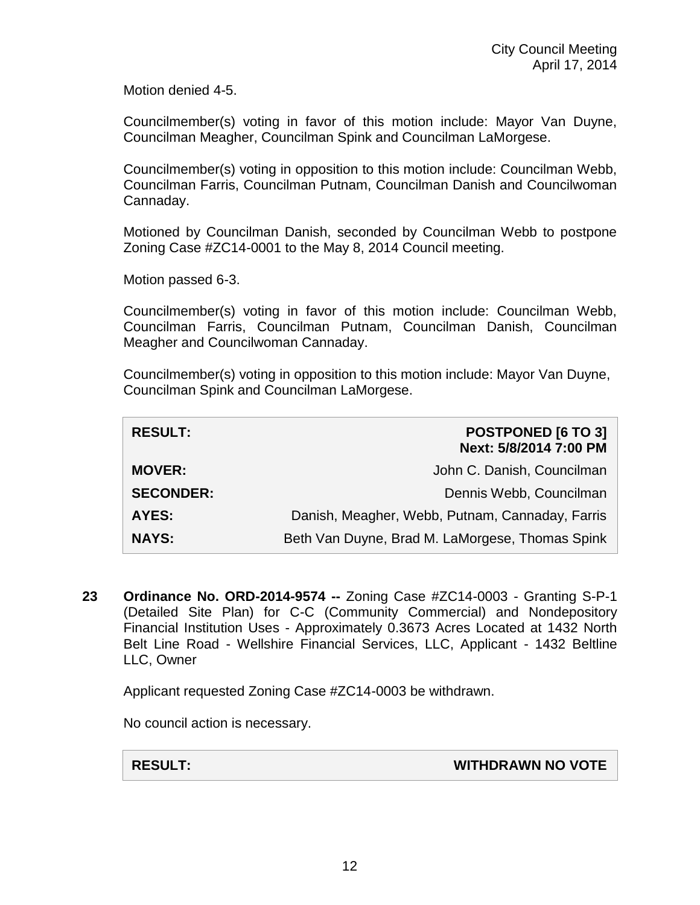Motion denied 4-5.

Councilmember(s) voting in favor of this motion include: Mayor Van Duyne, Councilman Meagher, Councilman Spink and Councilman LaMorgese.

Councilmember(s) voting in opposition to this motion include: Councilman Webb, Councilman Farris, Councilman Putnam, Councilman Danish and Councilwoman Cannaday.

Motioned by Councilman Danish, seconded by Councilman Webb to postpone Zoning Case #ZC14-0001 to the May 8, 2014 Council meeting.

Motion passed 6-3.

Councilmember(s) voting in favor of this motion include: Councilman Webb, Councilman Farris, Councilman Putnam, Councilman Danish, Councilman Meagher and Councilwoman Cannaday.

Councilmember(s) voting in opposition to this motion include: Mayor Van Duyne, Councilman Spink and Councilman LaMorgese.

| | |
|---|---|
| **RESULT:** | **POSTPONED [6 TO 3] Next: 5/8/2014 7:00 PM** |
| **MOVER:** | John C. Danish, Councilman |
| **SECONDER:** | Dennis Webb, Councilman |
| **AYES:** | Danish, Meagher, Webb, Putnam, Cannaday, Farris |
| **NAYS:** | Beth Van Duyne, Brad M. LaMorgese, Thomas Spink |

**23 Ordinance No. ORD-2014-9574 --** Zoning Case #ZC14-0003 - Granting S-P-1 (Detailed Site Plan) for C-C (Community Commercial) and Nondepository Financial Institution Uses - Approximately 0.3673 Acres Located at 1432 North Belt Line Road - Wellshire Financial Services, LLC, Applicant - 1432 Beltline LLC, Owner

Applicant requested Zoning Case #ZC14-0003 be withdrawn.

No council action is necessary.

| | |
|---|---|
| **RESULT:** | **WITHDRAWN NO VOTE** |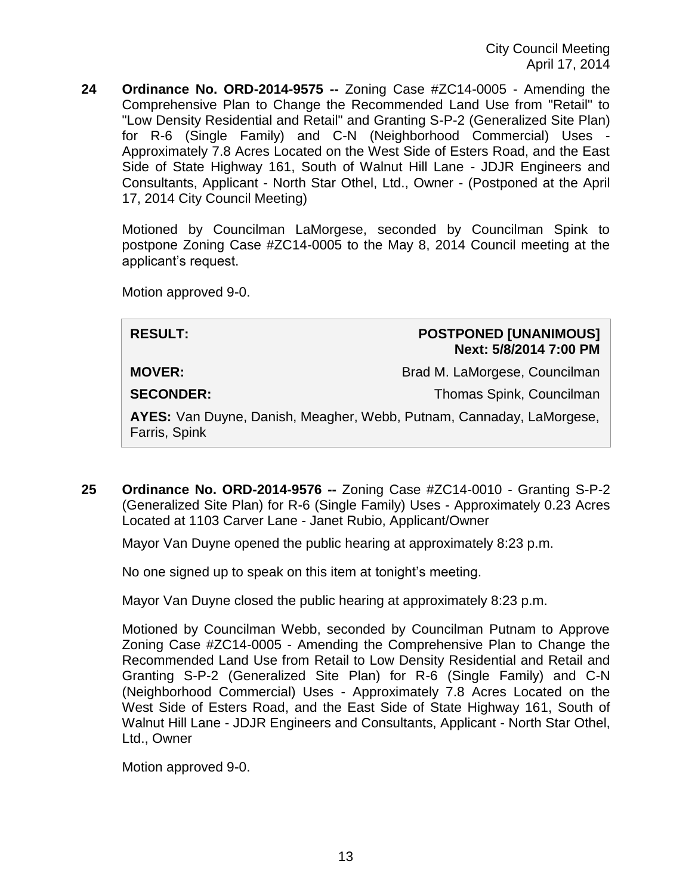**24 Ordinance No. ORD-2014-9575 --** Zoning Case #ZC14-0005 - Amending the Comprehensive Plan to Change the Recommended Land Use from "Retail" to "Low Density Residential and Retail" and Granting S-P-2 (Generalized Site Plan) for R-6 (Single Family) and C-N (Neighborhood Commercial) Uses - Approximately 7.8 Acres Located on the West Side of Esters Road, and the East Side of State Highway 161, South of Walnut Hill Lane - JDJR Engineers and Consultants, Applicant - North Star Othel, Ltd., Owner - (Postponed at the April 17, 2014 City Council Meeting)

Motioned by Councilman LaMorgese, seconded by Councilman Spink to postpone Zoning Case #ZC14-0005 to the May 8, 2014 Council meeting at the applicant's request.

Motion approved 9-0.

| | |
|---|---|
| **RESULT:** | **POSTPONED [UNANIMOUS] Next: 5/8/2014 7:00 PM** |
| **MOVER:** | Brad M. LaMorgese, Councilman |
| **SECONDER:** | Thomas Spink, Councilman |
| **AYES:** Van Duyne, Danish, Meagher, Webb, Putnam, Cannaday, LaMorgese, Farris, Spink | |

**25 Ordinance No. ORD-2014-9576 --** Zoning Case #ZC14-0010 - Granting S-P-2 (Generalized Site Plan) for R-6 (Single Family) Uses - Approximately 0.23 Acres Located at 1103 Carver Lane - Janet Rubio, Applicant/Owner

Mayor Van Duyne opened the public hearing at approximately 8:23 p.m.

No one signed up to speak on this item at tonight's meeting.

Mayor Van Duyne closed the public hearing at approximately 8:23 p.m.

Motioned by Councilman Webb, seconded by Councilman Putnam to Approve Zoning Case #ZC14-0005 - Amending the Comprehensive Plan to Change the Recommended Land Use from Retail to Low Density Residential and Retail and Granting S-P-2 (Generalized Site Plan) for R-6 (Single Family) and C-N (Neighborhood Commercial) Uses - Approximately 7.8 Acres Located on the West Side of Esters Road, and the East Side of State Highway 161, South of Walnut Hill Lane - JDJR Engineers and Consultants, Applicant - North Star Othel, Ltd., Owner

Motion approved 9-0.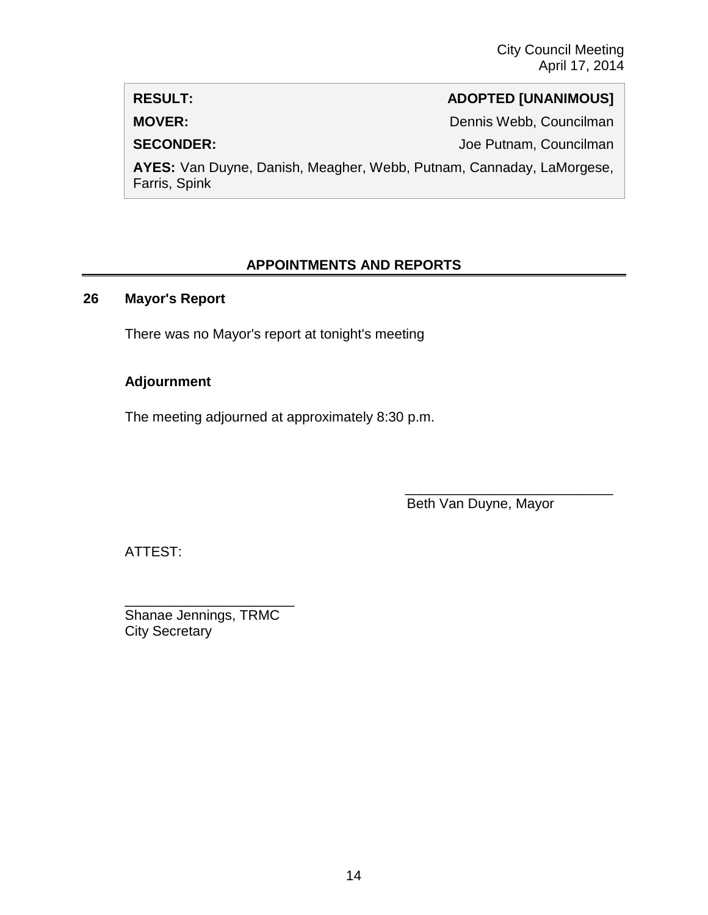| | |
|---|---|
| **RESULT:** | **ADOPTED [UNANIMOUS]** |
| **MOVER:** | Dennis Webb, Councilman |
| **SECONDER:** | Joe Putnam, Councilman |
| **AYES:** Van Duyne, Danish, Meagher, Webb, Putnam, Cannaday, LaMorgese, Farris, Spink | |

## APPOINTMENTS AND REPORTS

### 26 Mayor's Report

There was no Mayor's report at tonight's meeting

### Adjournment

The meeting adjourned at approximately 8:30 p.m.

\_\_\_\_\_\_\_\_\_\_\_\_\_\_\_\_\_\_\_\_\_\_\_\_\_\_\_
Beth Van Duyne, Mayor

ATTEST:

\_\_\_\_\_\_\_\_\_\_\_\_\_\_\_\_\_\_\_\_\_\_
Shanae Jennings, TRMC
City Secretary